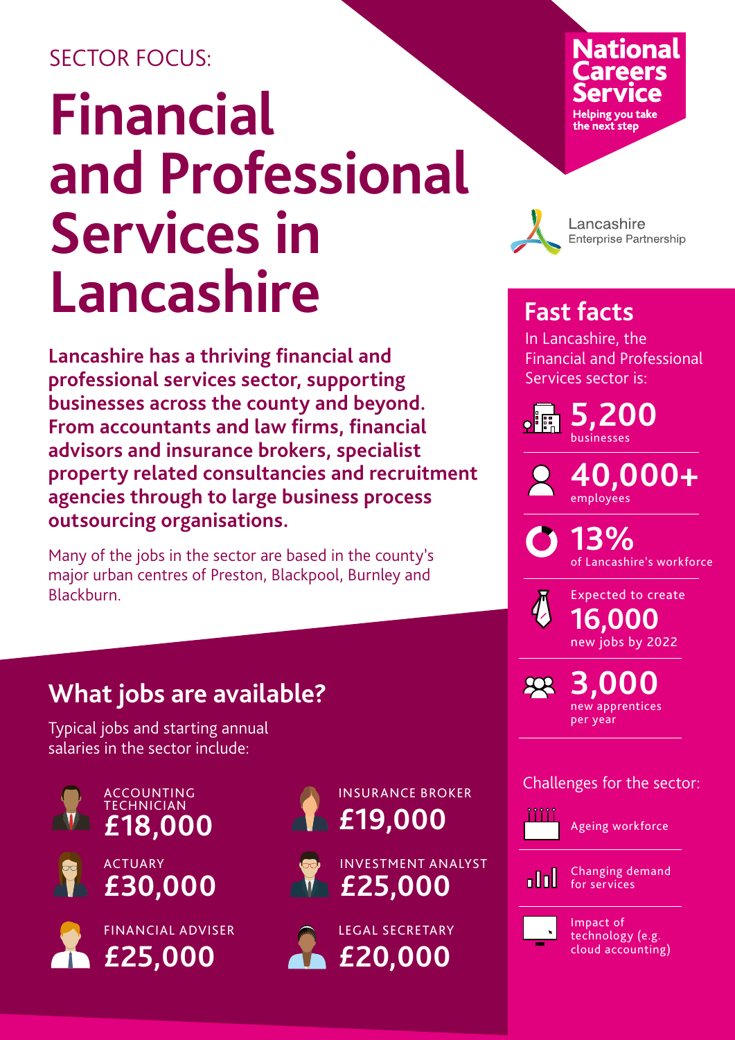SECTOR FOCUS:

# Financial and Professional Services in Lancashire

**National Careers Service**
**Helping you take the next step**

Lancashire Enterprise Partnership

**Lancashire has a thriving financial and professional services sector, supporting businesses across the county and beyond. From accountants and law firms, financial advisors and insurance brokers, specialist property related consultancies and recruitment agencies through to large business process outsourcing organisations.**

Many of the jobs in the sector are based in the county's major urban centres of Preston, Blackpool, Burnley and Blackburn.

## What jobs are available?

Typical jobs and starting annual salaries in the sector include:

- ACCOUNTING TECHNICIAN **£18,000**
- ACTUARY **£30,000**
- FINANCIAL ADVISER **£25,000**
- INSURANCE BROKER **£19,000**
- INVESTMENT ANALYST **£25,000**
- LEGAL SECRETARY **£20,000**

## Fast facts

In Lancashire, the Financial and Professional Services sector is:

- **5,200** businesses
- **40,000+** employees
- **13%** of Lancashire's workforce
- Expected to create **16,000** new jobs by 2022
- **3,000** new apprentices per year

Challenges for the sector:

- Ageing workforce
- Changing demand for services
- Impact of technology (e.g. cloud accounting)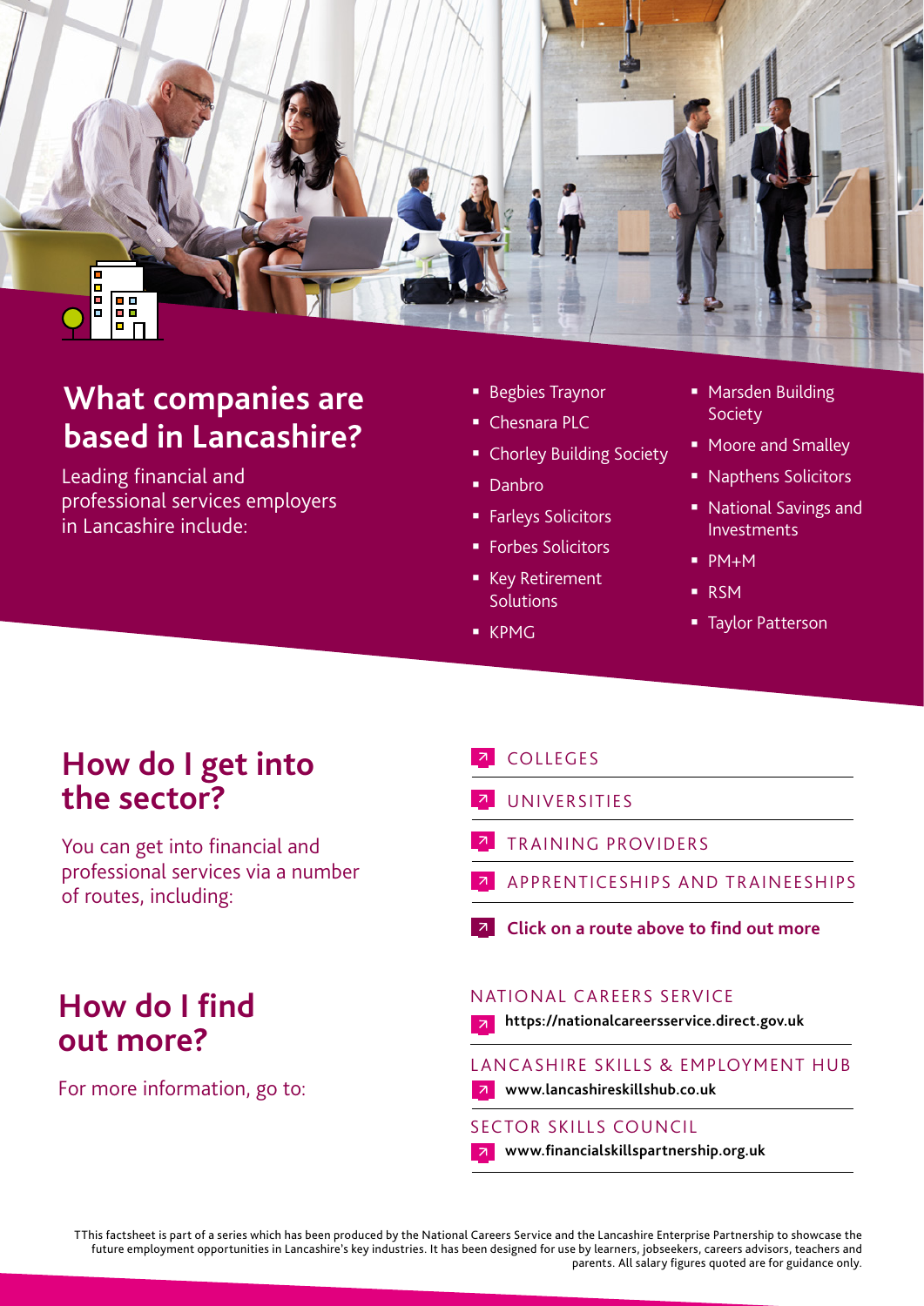## What companies are based in Lancashire?

Leading financial and professional services employers in Lancashire include:

- Begbies Traynor
- Chesnara PLC
- Chorley Building Society
- Danbro
- Farleys Solicitors
- Forbes Solicitors
- Key Retirement Solutions
- KPMG
- Marsden Building Society
- Moore and Smalley
- Napthens Solicitors
- National Savings and Investments
- PM+M
- RSM
- Taylor Patterson

## How do I get into the sector?

You can get into financial and professional services via a number of routes, including:

- COLLEGES
- UNIVERSITIES
- TRAINING PROVIDERS
- APPRENTICESHIPS AND TRAINEESHIPS

**Click on a route above to find out more**

## How do I find out more?

For more information, go to:

NATIONAL CAREERS SERVICE
**https://nationalcareersservice.direct.gov.uk**

LANCASHIRE SKILLS & EMPLOYMENT HUB
**www.lancashireskillshub.co.uk**

SECTOR SKILLS COUNCIL
**www.financialskillspartnership.org.uk**

TThis factsheet is part of a series which has been produced by the National Careers Service and the Lancashire Enterprise Partnership to showcase the future employment opportunities in Lancashire's key industries. It has been designed for use by learners, jobseekers, careers advisors, teachers and parents. All salary figures quoted are for guidance only.